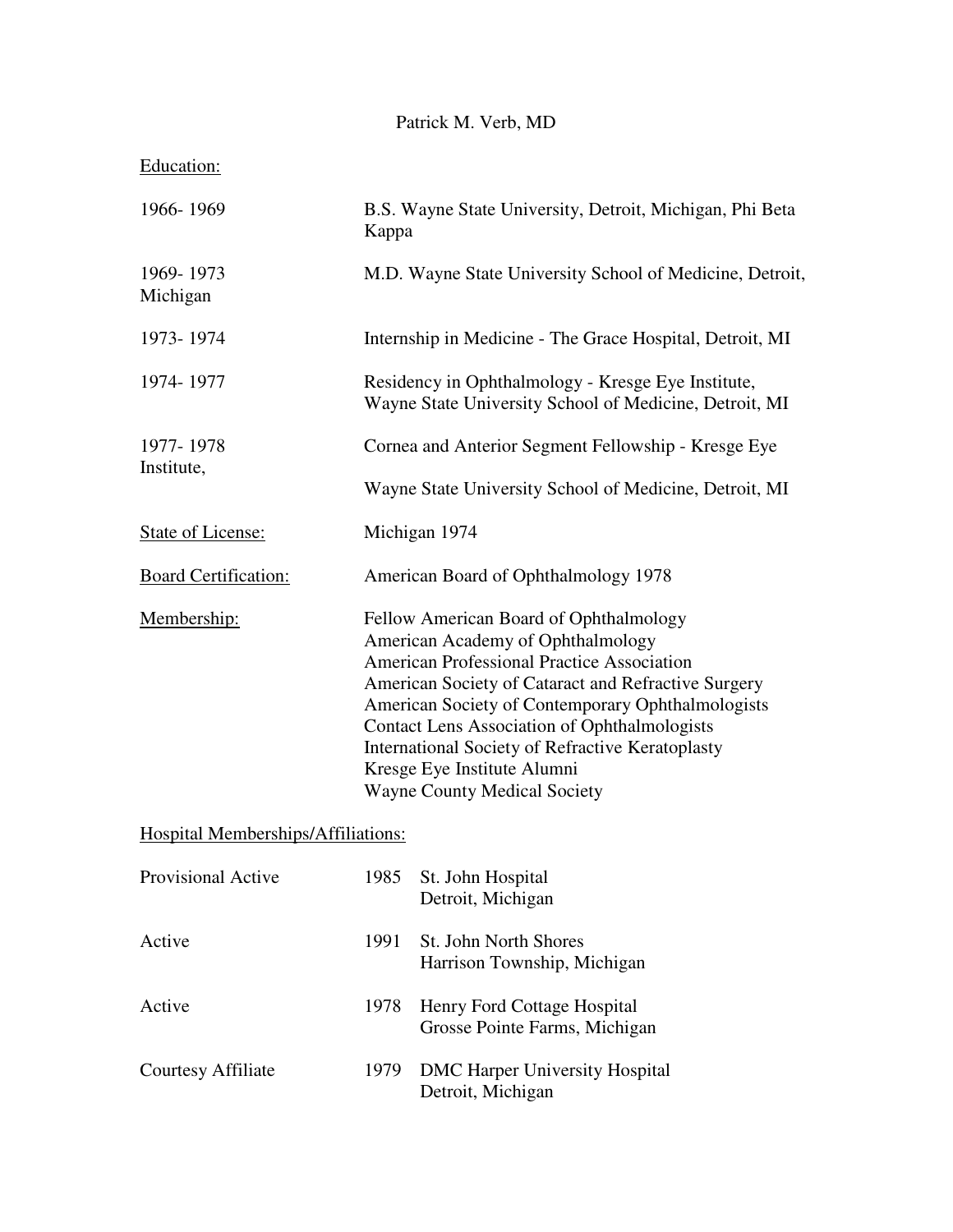Patrick M. Verb, MD

Education:

| | |
|---|---|
| 1966- 1969 | B.S. Wayne State University, Detroit, Michigan, Phi Beta Kappa |
| 1969- 1973 | M.D. Wayne State University School of Medicine, Detroit, Michigan |
| 1973- 1974 | Internship in Medicine - The Grace Hospital, Detroit, MI |
| 1974- 1977 | Residency in Ophthalmology - Kresge Eye Institute, Wayne State University School of Medicine, Detroit, MI |
| 1977- 1978 | Cornea and Anterior Segment Fellowship - Kresge Eye Institute, Wayne State University School of Medicine, Detroit, MI |

State of License: Michigan 1974

Board Certification: American Board of Ophthalmology 1978

Membership:

- Fellow American Board of Ophthalmology
- American Academy of Ophthalmology
- American Professional Practice Association
- American Society of Cataract and Refractive Surgery
- American Society of Contemporary Ophthalmologists
- Contact Lens Association of Ophthalmologists
- International Society of Refractive Keratoplasty
- Kresge Eye Institute Alumni
- Wayne County Medical Society

Hospital Memberships/Affiliations:

| | | |
|---|---|---|
| Provisional Active | 1985 | St. John Hospital<br>Detroit, Michigan |
| Active | 1991 | St. John North Shores<br>Harrison Township, Michigan |
| Active | 1978 | Henry Ford Cottage Hospital<br>Grosse Pointe Farms, Michigan |
| Courtesy Affiliate | 1979 | DMC Harper University Hospital<br>Detroit, Michigan |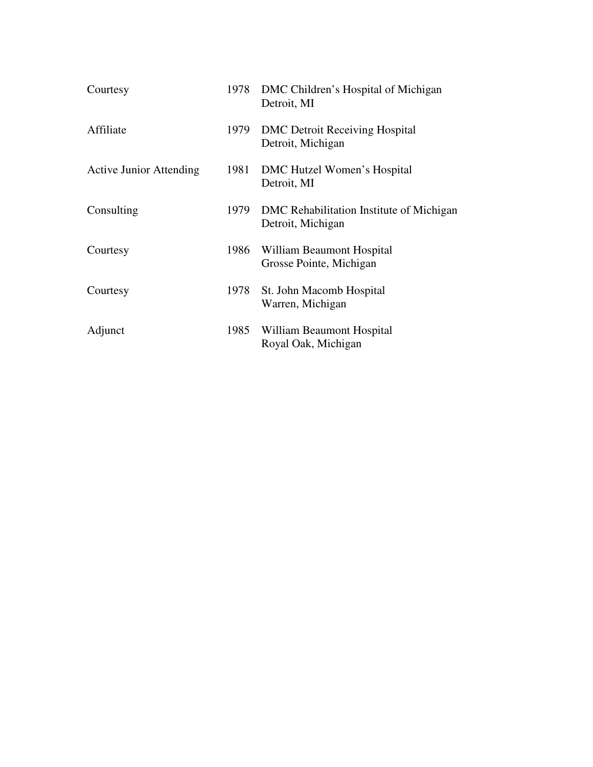| | | |
|---|---|---|
| Courtesy | 1978 | DMC Children's Hospital of Michigan<br>Detroit, MI |
| Affiliate | 1979 | DMC Detroit Receiving Hospital<br>Detroit, Michigan |
| Active Junior Attending | 1981 | DMC Hutzel Women's Hospital<br>Detroit, MI |
| Consulting | 1979 | DMC Rehabilitation Institute of Michigan<br>Detroit, Michigan |
| Courtesy | 1986 | William Beaumont Hospital<br>Grosse Pointe, Michigan |
| Courtesy | 1978 | St. John Macomb Hospital<br>Warren, Michigan |
| Adjunct | 1985 | William Beaumont Hospital<br>Royal Oak, Michigan |